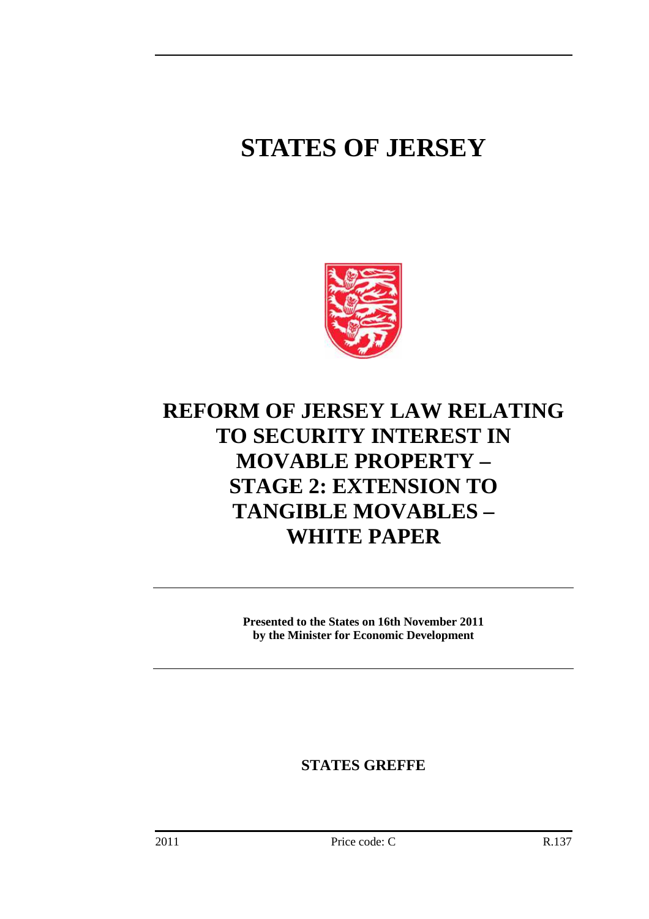# STATES OF JERSEY

# REFORM OF JERSEY LAW RELATING TO SECURITY INTEREST IN MOVABLE PROPERTY – STAGE 2: EXTENSION TO TANGIBLE MOVABLES – WHITE PAPER

**Presented to the States on 16th November 2011 by the Minister for Economic Development**

**STATES GREFFE**

2011 Price code: C R.137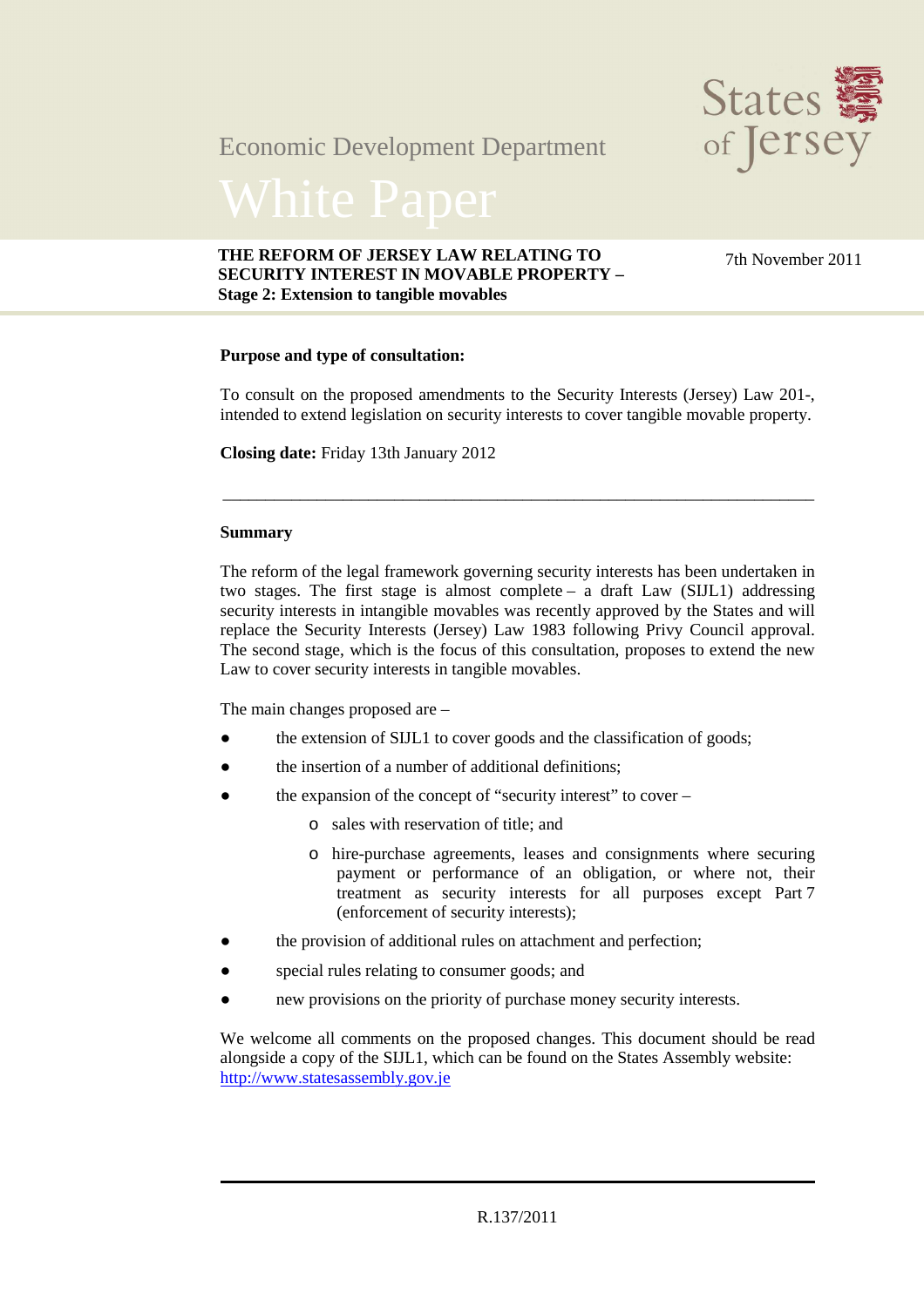Economic Development Department

# White Paper

**THE REFORM OF JERSEY LAW RELATING TO SECURITY INTEREST IN MOVABLE PROPERTY – Stage 2: Extension to tangible movables**

7th November 2011

**Purpose and type of consultation:**

To consult on the proposed amendments to the Security Interests (Jersey) Law 201-, intended to extend legislation on security interests to cover tangible movable property.

**Closing date:** Friday 13th January 2012

---

**Summary**

The reform of the legal framework governing security interests has been undertaken in two stages. The first stage is almost complete – a draft Law (SIJL1) addressing security interests in intangible movables was recently approved by the States and will replace the Security Interests (Jersey) Law 1983 following Privy Council approval. The second stage, which is the focus of this consultation, proposes to extend the new Law to cover security interests in tangible movables.

The main changes proposed are –

- the extension of SIJL1 to cover goods and the classification of goods;
- the insertion of a number of additional definitions;
- the expansion of the concept of "security interest" to cover –
  - sales with reservation of title; and
  - hire-purchase agreements, leases and consignments where securing payment or performance of an obligation, or where not, their treatment as security interests for all purposes except Part 7 (enforcement of security interests);
- the provision of additional rules on attachment and perfection;
- special rules relating to consumer goods; and
- new provisions on the priority of purchase money security interests.

We welcome all comments on the proposed changes. This document should be read alongside a copy of the SIJL1, which can be found on the States Assembly website: http://www.statesassembly.gov.je

R.137/2011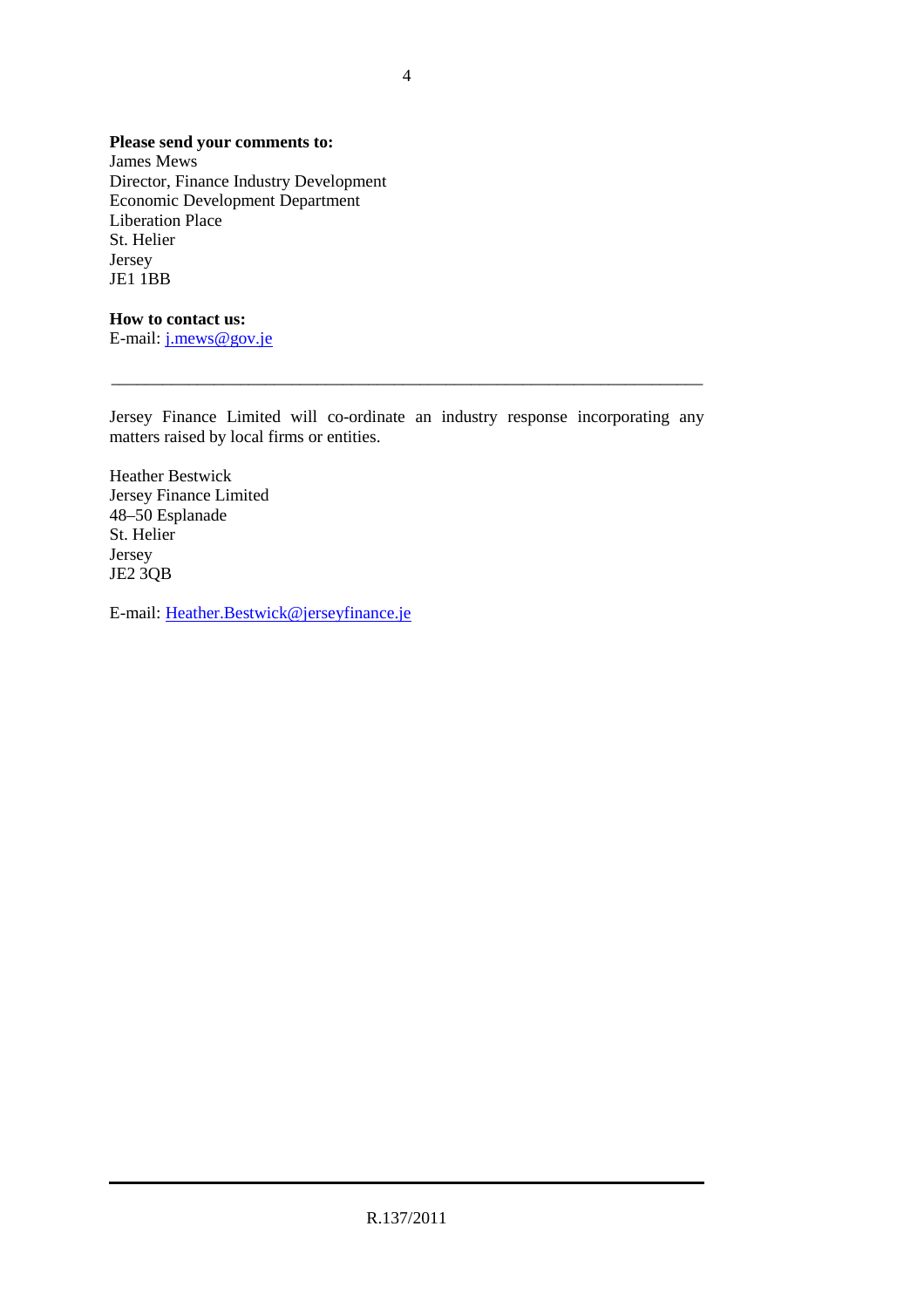**Please send your comments to:**
James Mews
Director, Finance Industry Development
Economic Development Department
Liberation Place
St. Helier
Jersey
JE1 1BB

**How to contact us:**
E-mail: j.mews@gov.je

---

Jersey Finance Limited will co-ordinate an industry response incorporating any matters raised by local firms or entities.

Heather Bestwick
Jersey Finance Limited
48–50 Esplanade
St. Helier
Jersey
JE2 3QB

E-mail: Heather.Bestwick@jerseyfinance.je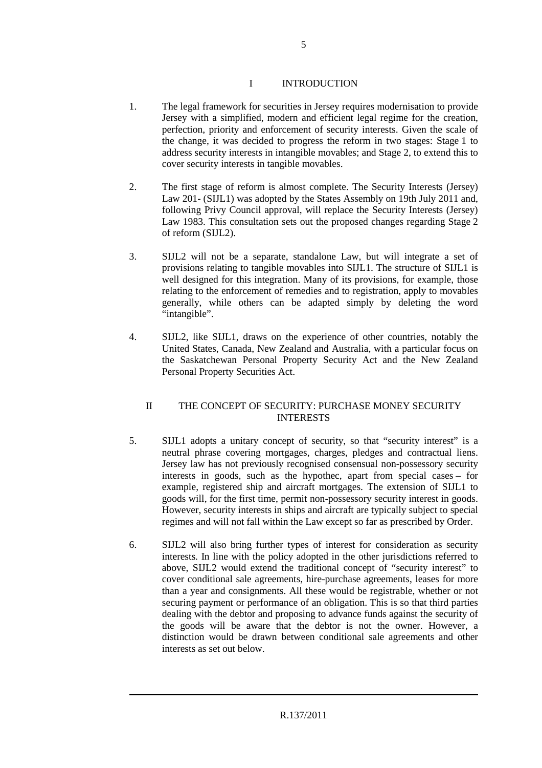## I INTRODUCTION

1. The legal framework for securities in Jersey requires modernisation to provide Jersey with a simplified, modern and efficient legal regime for the creation, perfection, priority and enforcement of security interests. Given the scale of the change, it was decided to progress the reform in two stages: Stage 1 to address security interests in intangible movables; and Stage 2, to extend this to cover security interests in tangible movables.

2. The first stage of reform is almost complete. The Security Interests (Jersey) Law 201- (SIJL1) was adopted by the States Assembly on 19th July 2011 and, following Privy Council approval, will replace the Security Interests (Jersey) Law 1983. This consultation sets out the proposed changes regarding Stage 2 of reform (SIJL2).

3. SIJL2 will not be a separate, standalone Law, but will integrate a set of provisions relating to tangible movables into SIJL1. The structure of SIJL1 is well designed for this integration. Many of its provisions, for example, those relating to the enforcement of remedies and to registration, apply to movables generally, while others can be adapted simply by deleting the word "intangible".

4. SIJL2, like SIJL1, draws on the experience of other countries, notably the United States, Canada, New Zealand and Australia, with a particular focus on the Saskatchewan Personal Property Security Act and the New Zealand Personal Property Securities Act.

## II THE CONCEPT OF SECURITY: PURCHASE MONEY SECURITY INTERESTS

5. SIJL1 adopts a unitary concept of security, so that "security interest" is a neutral phrase covering mortgages, charges, pledges and contractual liens. Jersey law has not previously recognised consensual non-possessory security interests in goods, such as the hypothec, apart from special cases – for example, registered ship and aircraft mortgages. The extension of SIJL1 to goods will, for the first time, permit non-possessory security interest in goods. However, security interests in ships and aircraft are typically subject to special regimes and will not fall within the Law except so far as prescribed by Order.

6. SIJL2 will also bring further types of interest for consideration as security interests. In line with the policy adopted in the other jurisdictions referred to above, SIJL2 would extend the traditional concept of "security interest" to cover conditional sale agreements, hire-purchase agreements, leases for more than a year and consignments. All these would be registrable, whether or not securing payment or performance of an obligation. This is so that third parties dealing with the debtor and proposing to advance funds against the security of the goods will be aware that the debtor is not the owner. However, a distinction would be drawn between conditional sale agreements and other interests as set out below.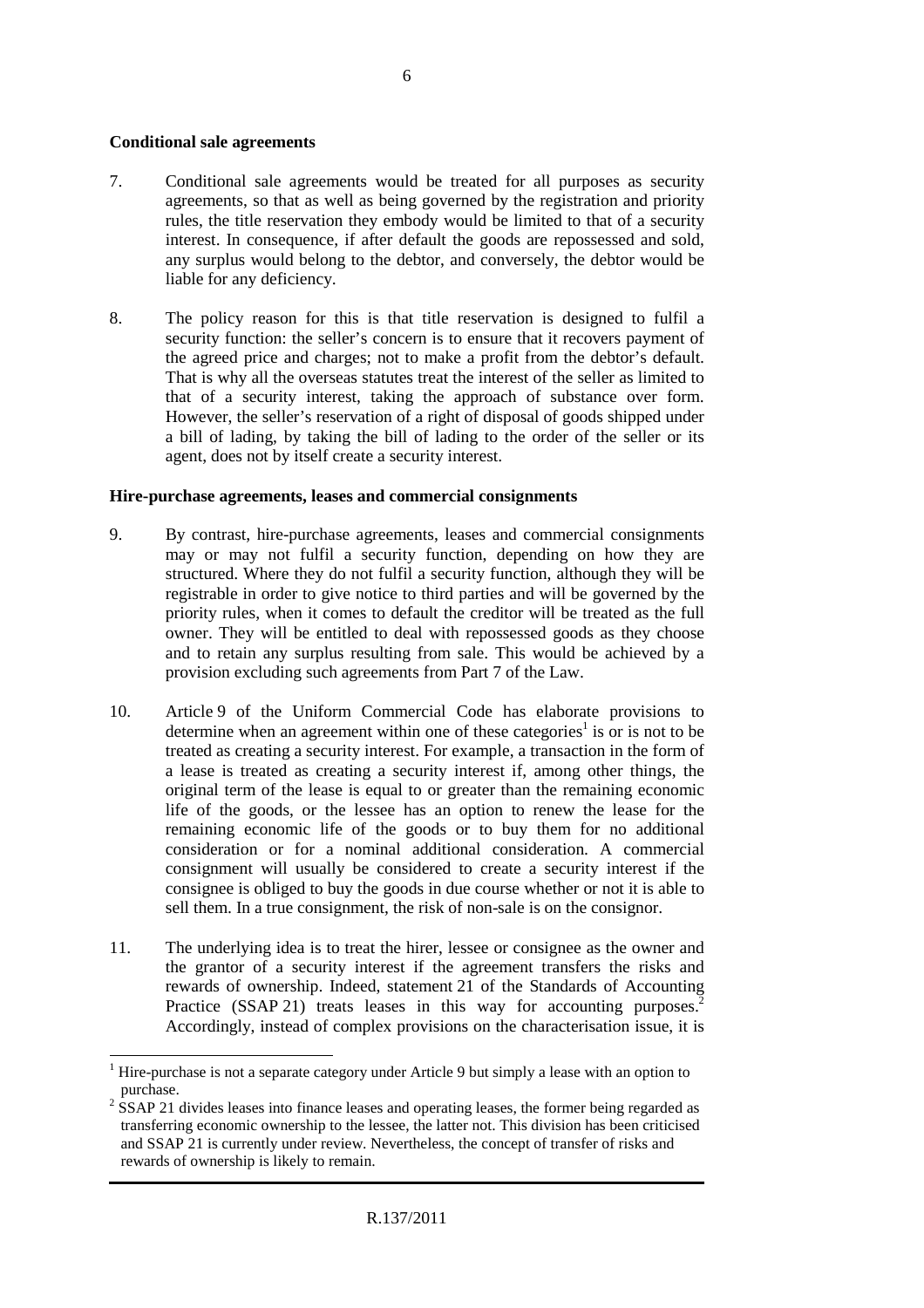**Conditional sale agreements**

7. Conditional sale agreements would be treated for all purposes as security agreements, so that as well as being governed by the registration and priority rules, the title reservation they embody would be limited to that of a security interest. In consequence, if after default the goods are repossessed and sold, any surplus would belong to the debtor, and conversely, the debtor would be liable for any deficiency.

8. The policy reason for this is that title reservation is designed to fulfil a security function: the seller's concern is to ensure that it recovers payment of the agreed price and charges; not to make a profit from the debtor's default. That is why all the overseas statutes treat the interest of the seller as limited to that of a security interest, taking the approach of substance over form. However, the seller's reservation of a right of disposal of goods shipped under a bill of lading, by taking the bill of lading to the order of the seller or its agent, does not by itself create a security interest.

**Hire-purchase agreements, leases and commercial consignments**

9. By contrast, hire-purchase agreements, leases and commercial consignments may or may not fulfil a security function, depending on how they are structured. Where they do not fulfil a security function, although they will be registrable in order to give notice to third parties and will be governed by the priority rules, when it comes to default the creditor will be treated as the full owner. They will be entitled to deal with repossessed goods as they choose and to retain any surplus resulting from sale. This would be achieved by a provision excluding such agreements from Part 7 of the Law.

10. Article 9 of the Uniform Commercial Code has elaborate provisions to determine when an agreement within one of these categories[1] is or is not to be treated as creating a security interest. For example, a transaction in the form of a lease is treated as creating a security interest if, among other things, the original term of the lease is equal to or greater than the remaining economic life of the goods, or the lessee has an option to renew the lease for the remaining economic life of the goods or to buy them for no additional consideration or for a nominal additional consideration. A commercial consignment will usually be considered to create a security interest if the consignee is obliged to buy the goods in due course whether or not it is able to sell them. In a true consignment, the risk of non-sale is on the consignor.

11. The underlying idea is to treat the hirer, lessee or consignee as the owner and the grantor of a security interest if the agreement transfers the risks and rewards of ownership. Indeed, statement 21 of the Standards of Accounting Practice (SSAP 21) treats leases in this way for accounting purposes.[2] Accordingly, instead of complex provisions on the characterisation issue, it is

---

[1] Hire-purchase is not a separate category under Article 9 but simply a lease with an option to purchase.

[2] SSAP 21 divides leases into finance leases and operating leases, the former being regarded as transferring economic ownership to the lessee, the latter not. This division has been criticised and SSAP 21 is currently under review. Nevertheless, the concept of transfer of risks and rewards of ownership is likely to remain.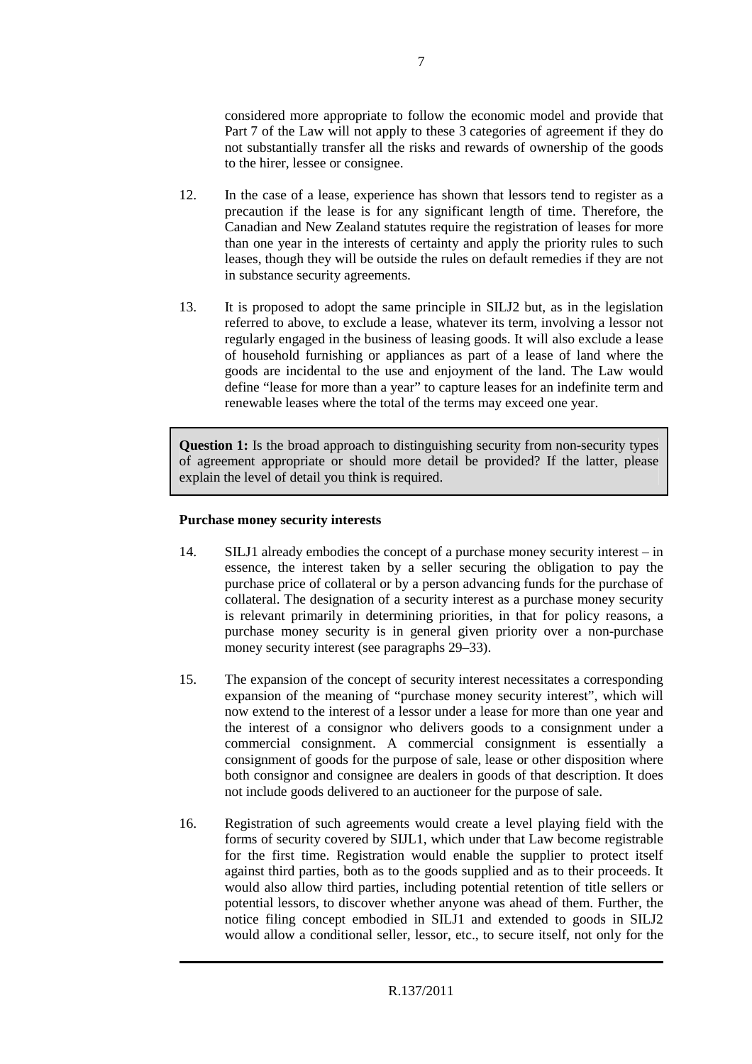considered more appropriate to follow the economic model and provide that Part 7 of the Law will not apply to these 3 categories of agreement if they do not substantially transfer all the risks and rewards of ownership of the goods to the hirer, lessee or consignee.

12. In the case of a lease, experience has shown that lessors tend to register as a precaution if the lease is for any significant length of time. Therefore, the Canadian and New Zealand statutes require the registration of leases for more than one year in the interests of certainty and apply the priority rules to such leases, though they will be outside the rules on default remedies if they are not in substance security agreements.

13. It is proposed to adopt the same principle in SILJ2 but, as in the legislation referred to above, to exclude a lease, whatever its term, involving a lessor not regularly engaged in the business of leasing goods. It will also exclude a lease of household furnishing or appliances as part of a lease of land where the goods are incidental to the use and enjoyment of the land. The Law would define "lease for more than a year" to capture leases for an indefinite term and renewable leases where the total of the terms may exceed one year.

> **Question 1:** Is the broad approach to distinguishing security from non-security types of agreement appropriate or should more detail be provided? If the latter, please explain the level of detail you think is required.

**Purchase money security interests**

14. SILJ1 already embodies the concept of a purchase money security interest – in essence, the interest taken by a seller securing the obligation to pay the purchase price of collateral or by a person advancing funds for the purchase of collateral. The designation of a security interest as a purchase money security is relevant primarily in determining priorities, in that for policy reasons, a purchase money security is in general given priority over a non-purchase money security interest (see paragraphs 29–33).

15. The expansion of the concept of security interest necessitates a corresponding expansion of the meaning of "purchase money security interest", which will now extend to the interest of a lessor under a lease for more than one year and the interest of a consignor who delivers goods to a consignment under a commercial consignment. A commercial consignment is essentially a consignment of goods for the purpose of sale, lease or other disposition where both consignor and consignee are dealers in goods of that description. It does not include goods delivered to an auctioneer for the purpose of sale.

16. Registration of such agreements would create a level playing field with the forms of security covered by SIJL1, which under that Law become registrable for the first time. Registration would enable the supplier to protect itself against third parties, both as to the goods supplied and as to their proceeds. It would also allow third parties, including potential retention of title sellers or potential lessors, to discover whether anyone was ahead of them. Further, the notice filing concept embodied in SILJ1 and extended to goods in SILJ2 would allow a conditional seller, lessor, etc., to secure itself, not only for the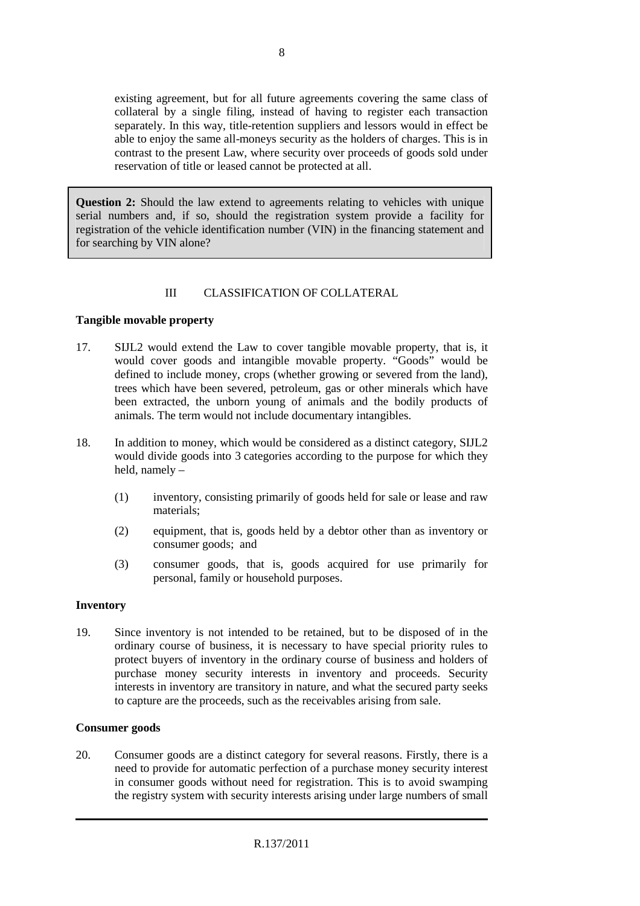existing agreement, but for all future agreements covering the same class of collateral by a single filing, instead of having to register each transaction separately. In this way, title-retention suppliers and lessors would in effect be able to enjoy the same all-moneys security as the holders of charges. This is in contrast to the present Law, where security over proceeds of goods sold under reservation of title or leased cannot be protected at all.

> **Question 2:** Should the law extend to agreements relating to vehicles with unique serial numbers and, if so, should the registration system provide a facility for registration of the vehicle identification number (VIN) in the financing statement and for searching by VIN alone?

## III CLASSIFICATION OF COLLATERAL

### Tangible movable property

17. SIJL2 would extend the Law to cover tangible movable property, that is, it would cover goods and intangible movable property. "Goods" would be defined to include money, crops (whether growing or severed from the land), trees which have been severed, petroleum, gas or other minerals which have been extracted, the unborn young of animals and the bodily products of animals. The term would not include documentary intangibles.

18. In addition to money, which would be considered as a distinct category, SIJL2 would divide goods into 3 categories according to the purpose for which they held, namely –

    (1) inventory, consisting primarily of goods held for sale or lease and raw materials;

    (2) equipment, that is, goods held by a debtor other than as inventory or consumer goods; and

    (3) consumer goods, that is, goods acquired for use primarily for personal, family or household purposes.

### Inventory

19. Since inventory is not intended to be retained, but to be disposed of in the ordinary course of business, it is necessary to have special priority rules to protect buyers of inventory in the ordinary course of business and holders of purchase money security interests in inventory and proceeds. Security interests in inventory are transitory in nature, and what the secured party seeks to capture are the proceeds, such as the receivables arising from sale.

### Consumer goods

20. Consumer goods are a distinct category for several reasons. Firstly, there is a need to provide for automatic perfection of a purchase money security interest in consumer goods without need for registration. This is to avoid swamping the registry system with security interests arising under large numbers of small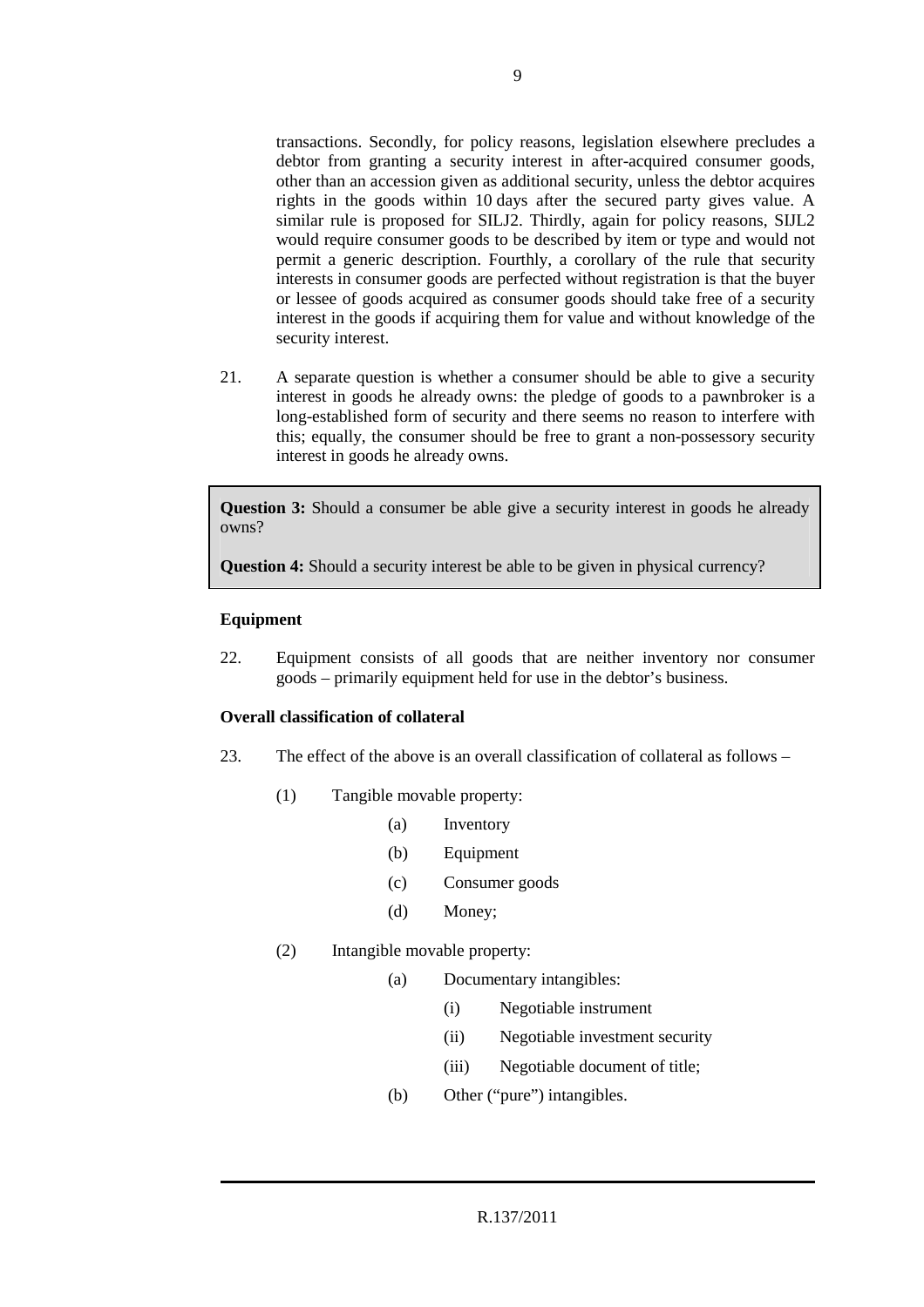transactions. Secondly, for policy reasons, legislation elsewhere precludes a debtor from granting a security interest in after-acquired consumer goods, other than an accession given as additional security, unless the debtor acquires rights in the goods within 10 days after the secured party gives value. A similar rule is proposed for SILJ2. Thirdly, again for policy reasons, SIJL2 would require consumer goods to be described by item or type and would not permit a generic description. Fourthly, a corollary of the rule that security interests in consumer goods are perfected without registration is that the buyer or lessee of goods acquired as consumer goods should take free of a security interest in the goods if acquiring them for value and without knowledge of the security interest.

21. A separate question is whether a consumer should be able to give a security interest in goods he already owns: the pledge of goods to a pawnbroker is a long-established form of security and there seems no reason to interfere with this; equally, the consumer should be free to grant a non-possessory security interest in goods he already owns.

> **Question 3:** Should a consumer be able give a security interest in goods he already owns?
>
> **Question 4:** Should a security interest be able to be given in physical currency?

**Equipment**

22. Equipment consists of all goods that are neither inventory nor consumer goods – primarily equipment held for use in the debtor's business.

**Overall classification of collateral**

23. The effect of the above is an overall classification of collateral as follows –

    (1) Tangible movable property:

        (a) Inventory

        (b) Equipment

        (c) Consumer goods

        (d) Money;

    (2) Intangible movable property:

        (a) Documentary intangibles:

            (i) Negotiable instrument

            (ii) Negotiable investment security

            (iii) Negotiable document of title;

        (b) Other ("pure") intangibles.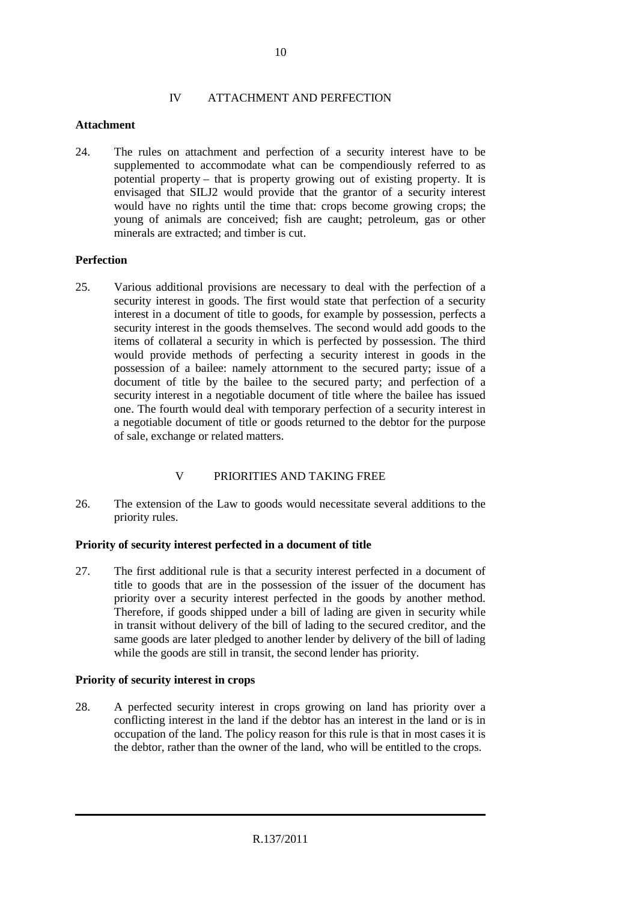## IV ATTACHMENT AND PERFECTION

### Attachment

24. The rules on attachment and perfection of a security interest have to be supplemented to accommodate what can be compendiously referred to as potential property – that is property growing out of existing property. It is envisaged that SILJ2 would provide that the grantor of a security interest would have no rights until the time that: crops become growing crops; the young of animals are conceived; fish are caught; petroleum, gas or other minerals are extracted; and timber is cut.

### Perfection

25. Various additional provisions are necessary to deal with the perfection of a security interest in goods. The first would state that perfection of a security interest in a document of title to goods, for example by possession, perfects a security interest in the goods themselves. The second would add goods to the items of collateral a security in which is perfected by possession. The third would provide methods of perfecting a security interest in goods in the possession of a bailee: namely attornment to the secured party; issue of a document of title by the bailee to the secured party; and perfection of a security interest in a negotiable document of title where the bailee has issued one. The fourth would deal with temporary perfection of a security interest in a negotiable document of title or goods returned to the debtor for the purpose of sale, exchange or related matters.

## V PRIORITIES AND TAKING FREE

26. The extension of the Law to goods would necessitate several additions to the priority rules.

### Priority of security interest perfected in a document of title

27. The first additional rule is that a security interest perfected in a document of title to goods that are in the possession of the issuer of the document has priority over a security interest perfected in the goods by another method. Therefore, if goods shipped under a bill of lading are given in security while in transit without delivery of the bill of lading to the secured creditor, and the same goods are later pledged to another lender by delivery of the bill of lading while the goods are still in transit, the second lender has priority.

### Priority of security interest in crops

28. A perfected security interest in crops growing on land has priority over a conflicting interest in the land if the debtor has an interest in the land or is in occupation of the land. The policy reason for this rule is that in most cases it is the debtor, rather than the owner of the land, who will be entitled to the crops.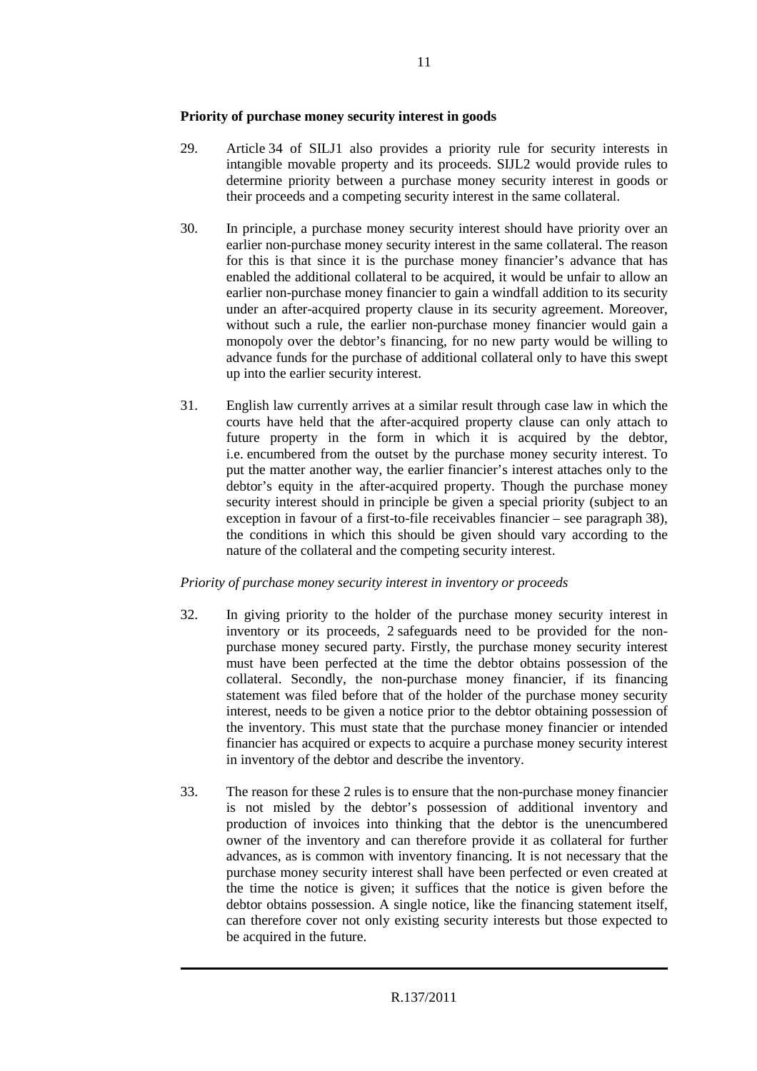**Priority of purchase money security interest in goods**

29. Article 34 of SILJ1 also provides a priority rule for security interests in intangible movable property and its proceeds. SIJL2 would provide rules to determine priority between a purchase money security interest in goods or their proceeds and a competing security interest in the same collateral.

30. In principle, a purchase money security interest should have priority over an earlier non-purchase money security interest in the same collateral. The reason for this is that since it is the purchase money financier's advance that has enabled the additional collateral to be acquired, it would be unfair to allow an earlier non-purchase money financier to gain a windfall addition to its security under an after-acquired property clause in its security agreement. Moreover, without such a rule, the earlier non-purchase money financier would gain a monopoly over the debtor's financing, for no new party would be willing to advance funds for the purchase of additional collateral only to have this swept up into the earlier security interest.

31. English law currently arrives at a similar result through case law in which the courts have held that the after-acquired property clause can only attach to future property in the form in which it is acquired by the debtor, i.e. encumbered from the outset by the purchase money security interest. To put the matter another way, the earlier financier's interest attaches only to the debtor's equity in the after-acquired property. Though the purchase money security interest should in principle be given a special priority (subject to an exception in favour of a first-to-file receivables financier – see paragraph 38), the conditions in which this should be given should vary according to the nature of the collateral and the competing security interest.

*Priority of purchase money security interest in inventory or proceeds*

32. In giving priority to the holder of the purchase money security interest in inventory or its proceeds, 2 safeguards need to be provided for the non-purchase money secured party. Firstly, the purchase money security interest must have been perfected at the time the debtor obtains possession of the collateral. Secondly, the non-purchase money financier, if its financing statement was filed before that of the holder of the purchase money security interest, needs to be given a notice prior to the debtor obtaining possession of the inventory. This must state that the purchase money financier or intended financier has acquired or expects to acquire a purchase money security interest in inventory of the debtor and describe the inventory.

33. The reason for these 2 rules is to ensure that the non-purchase money financier is not misled by the debtor's possession of additional inventory and production of invoices into thinking that the debtor is the unencumbered owner of the inventory and can therefore provide it as collateral for further advances, as is common with inventory financing. It is not necessary that the purchase money security interest shall have been perfected or even created at the time the notice is given; it suffices that the notice is given before the debtor obtains possession. A single notice, like the financing statement itself, can therefore cover not only existing security interests but those expected to be acquired in the future.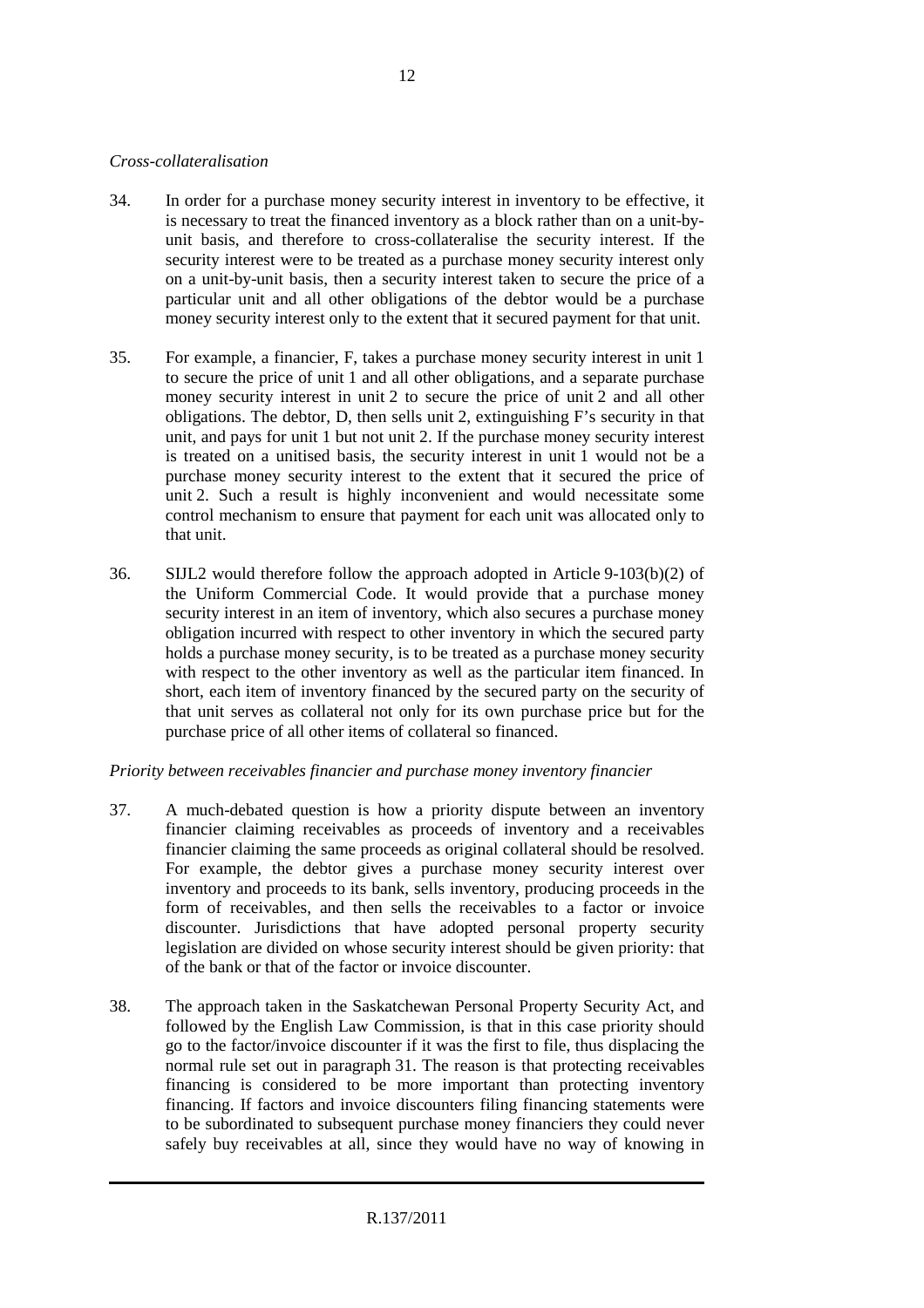*Cross-collateralisation*

34. In order for a purchase money security interest in inventory to be effective, it is necessary to treat the financed inventory as a block rather than on a unit-by-unit basis, and therefore to cross-collateralise the security interest. If the security interest were to be treated as a purchase money security interest only on a unit-by-unit basis, then a security interest taken to secure the price of a particular unit and all other obligations of the debtor would be a purchase money security interest only to the extent that it secured payment for that unit.

35. For example, a financier, F, takes a purchase money security interest in unit 1 to secure the price of unit 1 and all other obligations, and a separate purchase money security interest in unit 2 to secure the price of unit 2 and all other obligations. The debtor, D, then sells unit 2, extinguishing F's security in that unit, and pays for unit 1 but not unit 2. If the purchase money security interest is treated on a unitised basis, the security interest in unit 1 would not be a purchase money security interest to the extent that it secured the price of unit 2. Such a result is highly inconvenient and would necessitate some control mechanism to ensure that payment for each unit was allocated only to that unit.

36. SIJL2 would therefore follow the approach adopted in Article 9-103(b)(2) of the Uniform Commercial Code. It would provide that a purchase money security interest in an item of inventory, which also secures a purchase money obligation incurred with respect to other inventory in which the secured party holds a purchase money security, is to be treated as a purchase money security with respect to the other inventory as well as the particular item financed. In short, each item of inventory financed by the secured party on the security of that unit serves as collateral not only for its own purchase price but for the purchase price of all other items of collateral so financed.

*Priority between receivables financier and purchase money inventory financier*

37. A much-debated question is how a priority dispute between an inventory financier claiming receivables as proceeds of inventory and a receivables financier claiming the same proceeds as original collateral should be resolved. For example, the debtor gives a purchase money security interest over inventory and proceeds to its bank, sells inventory, producing proceeds in the form of receivables, and then sells the receivables to a factor or invoice discounter. Jurisdictions that have adopted personal property security legislation are divided on whose security interest should be given priority: that of the bank or that of the factor or invoice discounter.

38. The approach taken in the Saskatchewan Personal Property Security Act, and followed by the English Law Commission, is that in this case priority should go to the factor/invoice discounter if it was the first to file, thus displacing the normal rule set out in paragraph 31. The reason is that protecting receivables financing is considered to be more important than protecting inventory financing. If factors and invoice discounters filing financing statements were to be subordinated to subsequent purchase money financiers they could never safely buy receivables at all, since they would have no way of knowing in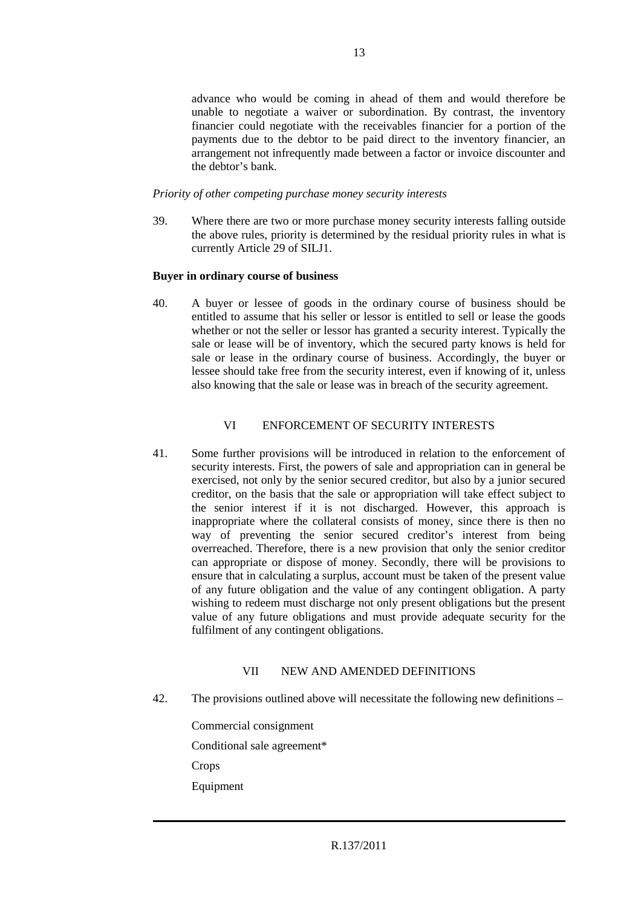advance who would be coming in ahead of them and would therefore be unable to negotiate a waiver or subordination. By contrast, the inventory financier could negotiate with the receivables financier for a portion of the payments due to the debtor to be paid direct to the inventory financier, an arrangement not infrequently made between a factor or invoice discounter and the debtor's bank.

*Priority of other competing purchase money security interests*

39. Where there are two or more purchase money security interests falling outside the above rules, priority is determined by the residual priority rules in what is currently Article 29 of SILJ1.

**Buyer in ordinary course of business**

40. A buyer or lessee of goods in the ordinary course of business should be entitled to assume that his seller or lessor is entitled to sell or lease the goods whether or not the seller or lessor has granted a security interest. Typically the sale or lease will be of inventory, which the secured party knows is held for sale or lease in the ordinary course of business. Accordingly, the buyer or lessee should take free from the security interest, even if knowing of it, unless also knowing that the sale or lease was in breach of the security agreement.

## VI ENFORCEMENT OF SECURITY INTERESTS

41. Some further provisions will be introduced in relation to the enforcement of security interests. First, the powers of sale and appropriation can in general be exercised, not only by the senior secured creditor, but also by a junior secured creditor, on the basis that the sale or appropriation will take effect subject to the senior interest if it is not discharged. However, this approach is inappropriate where the collateral consists of money, since there is then no way of preventing the senior secured creditor's interest from being overreached. Therefore, there is a new provision that only the senior creditor can appropriate or dispose of money. Secondly, there will be provisions to ensure that in calculating a surplus, account must be taken of the present value of any future obligation and the value of any contingent obligation. A party wishing to redeem must discharge not only present obligations but the present value of any future obligations and must provide adequate security for the fulfilment of any contingent obligations.

## VII NEW AND AMENDED DEFINITIONS

42. The provisions outlined above will necessitate the following new definitions –

Commercial consignment

Conditional sale agreement*

Crops

Equipment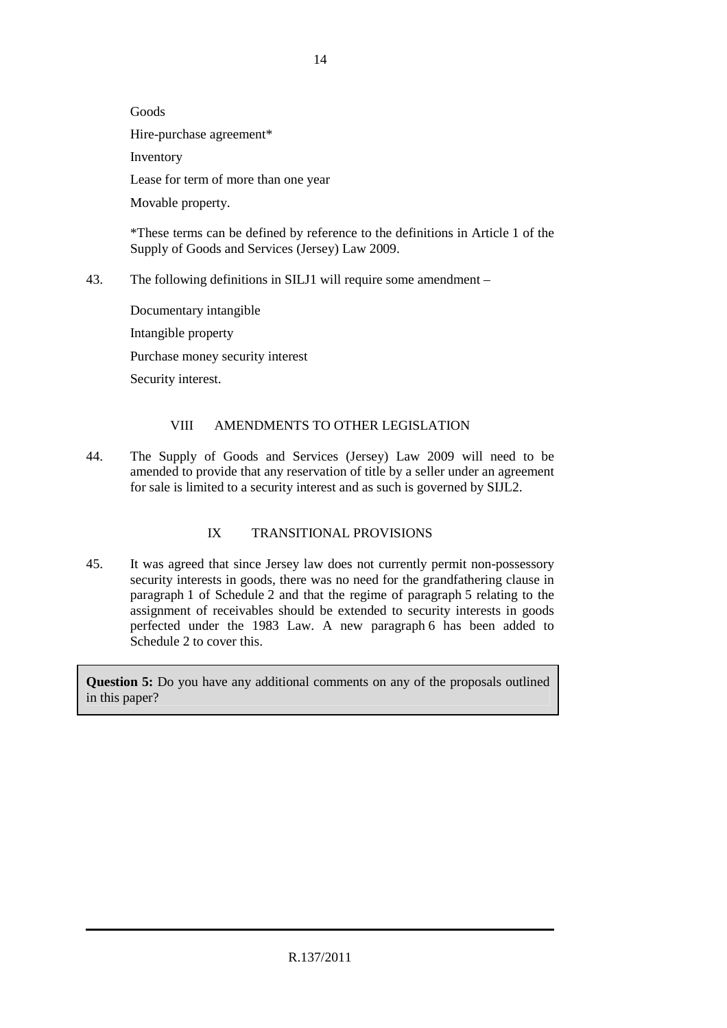Goods

Hire-purchase agreement*

Inventory

Lease for term of more than one year

Movable property.

*These terms can be defined by reference to the definitions in Article 1 of the Supply of Goods and Services (Jersey) Law 2009.

43. The following definitions in SILJ1 will require some amendment –

Documentary intangible

Intangible property

Purchase money security interest

Security interest.

## VIII AMENDMENTS TO OTHER LEGISLATION

44. The Supply of Goods and Services (Jersey) Law 2009 will need to be amended to provide that any reservation of title by a seller under an agreement for sale is limited to a security interest and as such is governed by SIJL2.

## IX TRANSITIONAL PROVISIONS

45. It was agreed that since Jersey law does not currently permit non-possessory security interests in goods, there was no need for the grandfathering clause in paragraph 1 of Schedule 2 and that the regime of paragraph 5 relating to the assignment of receivables should be extended to security interests in goods perfected under the 1983 Law. A new paragraph 6 has been added to Schedule 2 to cover this.

**Question 5:** Do you have any additional comments on any of the proposals outlined in this paper?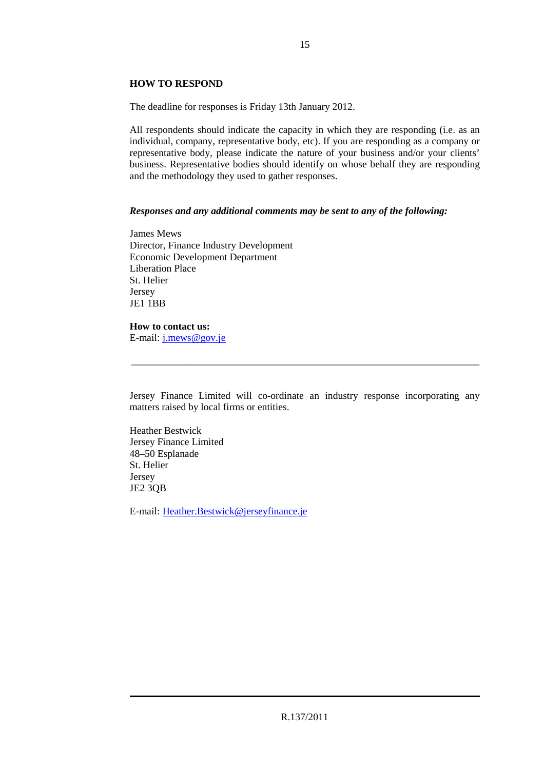## HOW TO RESPOND

The deadline for responses is Friday 13th January 2012.

All respondents should indicate the capacity in which they are responding (i.e. as an individual, company, representative body, etc). If you are responding as a company or representative body, please indicate the nature of your business and/or your clients' business. Representative bodies should identify on whose behalf they are responding and the methodology they used to gather responses.

***Responses and any additional comments may be sent to any of the following:***

James Mews
Director, Finance Industry Development
Economic Development Department
Liberation Place
St. Helier
Jersey
JE1 1BB

**How to contact us:**
E-mail: j.mews@gov.je

---

Jersey Finance Limited will co-ordinate an industry response incorporating any matters raised by local firms or entities.

Heather Bestwick
Jersey Finance Limited
48–50 Esplanade
St. Helier
Jersey
JE2 3QB

E-mail: Heather.Bestwick@jerseyfinance.je